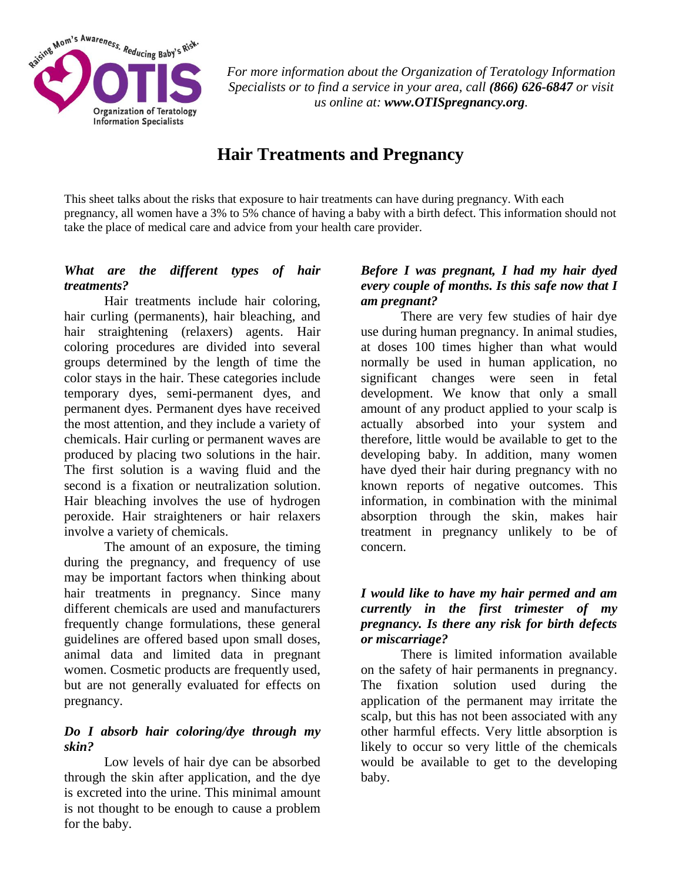*For more information about the Organization of Teratology Information Specialists or to find a service in your area, call **(866) 626-6847** or visit us online at: **www.OTISpregnancy.org**.*

# Hair Treatments and Pregnancy

This sheet talks about the risks that exposure to hair treatments can have during pregnancy. With each pregnancy, all women have a 3% to 5% chance of having a baby with a birth defect. This information should not take the place of medical care and advice from your health care provider.

### *What are the different types of hair treatments?*

Hair treatments include hair coloring, hair curling (permanents), hair bleaching, and hair straightening (relaxers) agents. Hair coloring procedures are divided into several groups determined by the length of time the color stays in the hair. These categories include temporary dyes, semi-permanent dyes, and permanent dyes. Permanent dyes have received the most attention, and they include a variety of chemicals. Hair curling or permanent waves are produced by placing two solutions in the hair. The first solution is a waving fluid and the second is a fixation or neutralization solution. Hair bleaching involves the use of hydrogen peroxide. Hair straighteners or hair relaxers involve a variety of chemicals.

The amount of an exposure, the timing during the pregnancy, and frequency of use may be important factors when thinking about hair treatments in pregnancy. Since many different chemicals are used and manufacturers frequently change formulations, these general guidelines are offered based upon small doses, animal data and limited data in pregnant women. Cosmetic products are frequently used, but are not generally evaluated for effects on pregnancy.

### *Do I absorb hair coloring/dye through my skin?*

Low levels of hair dye can be absorbed through the skin after application, and the dye is excreted into the urine. This minimal amount is not thought to be enough to cause a problem for the baby.

### *Before I was pregnant, I had my hair dyed every couple of months. Is this safe now that I am pregnant?*

There are very few studies of hair dye use during human pregnancy. In animal studies, at doses 100 times higher than what would normally be used in human application, no significant changes were seen in fetal development. We know that only a small amount of any product applied to your scalp is actually absorbed into your system and therefore, little would be available to get to the developing baby. In addition, many women have dyed their hair during pregnancy with no known reports of negative outcomes. This information, in combination with the minimal absorption through the skin, makes hair treatment in pregnancy unlikely to be of concern.

### *I would like to have my hair permed and am currently in the first trimester of my pregnancy. Is there any risk for birth defects or miscarriage?*

There is limited information available on the safety of hair permanents in pregnancy. The fixation solution used during the application of the permanent may irritate the scalp, but this has not been associated with any other harmful effects. Very little absorption is likely to occur so very little of the chemicals would be available to get to the developing baby.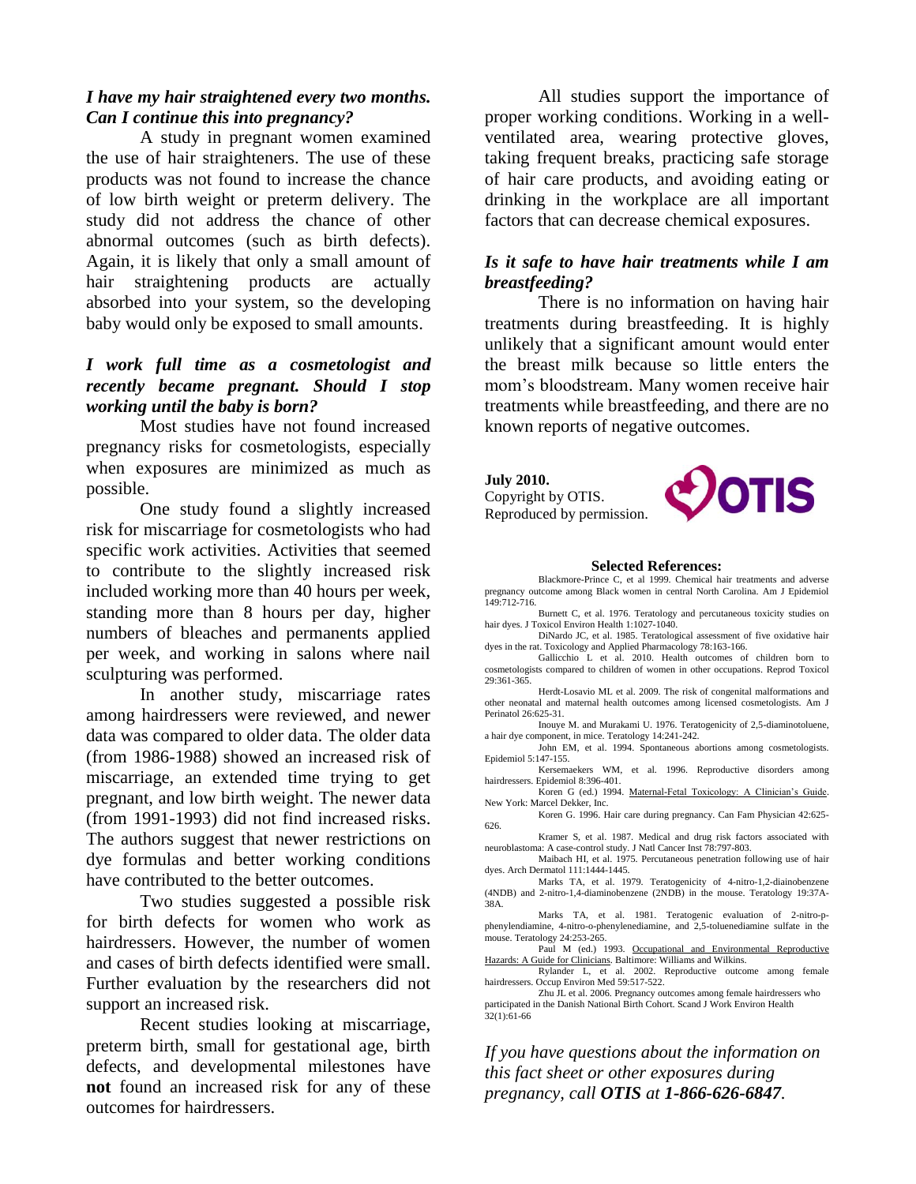### *I have my hair straightened every two months. Can I continue this into pregnancy?*

A study in pregnant women examined the use of hair straighteners. The use of these products was not found to increase the chance of low birth weight or preterm delivery. The study did not address the chance of other abnormal outcomes (such as birth defects). Again, it is likely that only a small amount of hair straightening products are actually absorbed into your system, so the developing baby would only be exposed to small amounts.

### *I work full time as a cosmetologist and recently became pregnant. Should I stop working until the baby is born?*

Most studies have not found increased pregnancy risks for cosmetologists, especially when exposures are minimized as much as possible.

One study found a slightly increased risk for miscarriage for cosmetologists who had specific work activities. Activities that seemed to contribute to the slightly increased risk included working more than 40 hours per week, standing more than 8 hours per day, higher numbers of bleaches and permanents applied per week, and working in salons where nail sculpturing was performed.

In another study, miscarriage rates among hairdressers were reviewed, and newer data was compared to older data. The older data (from 1986-1988) showed an increased risk of miscarriage, an extended time trying to get pregnant, and low birth weight. The newer data (from 1991-1993) did not find increased risks. The authors suggest that newer restrictions on dye formulas and better working conditions have contributed to the better outcomes.

Two studies suggested a possible risk for birth defects for women who work as hairdressers. However, the number of women and cases of birth defects identified were small. Further evaluation by the researchers did not support an increased risk.

Recent studies looking at miscarriage, preterm birth, small for gestational age, birth defects, and developmental milestones have **not** found an increased risk for any of these outcomes for hairdressers.

All studies support the importance of proper working conditions. Working in a well-ventilated area, wearing protective gloves, taking frequent breaks, practicing safe storage of hair care products, and avoiding eating or drinking in the workplace are all important factors that can decrease chemical exposures.

### *Is it safe to have hair treatments while I am breastfeeding?*

There is no information on having hair treatments during breastfeeding. It is highly unlikely that a significant amount would enter the breast milk because so little enters the mom's bloodstream. Many women receive hair treatments while breastfeeding, and there are no known reports of negative outcomes.

**July 2010.**
Copyright by OTIS.
Reproduced by permission.

OTIS

**Selected References:**

Blackmore-Prince C, et al 1999. Chemical hair treatments and adverse pregnancy outcome among Black women in central North Carolina. Am J Epidemiol 149:712-716.

Burnett C, et al. 1976. Teratology and percutaneous toxicity studies on hair dyes. J Toxicol Environ Health 1:1027-1040.

DiNardo JC, et al. 1985. Teratological assessment of five oxidative hair dyes in the rat. Toxicology and Applied Pharmacology 78:163-166.

Gallicchio L et al. 2010. Health outcomes of children born to cosmetologists compared to children of women in other occupations. Reprod Toxicol 29:361-365.

Herdt-Losavio ML et al. 2009. The risk of congenital malformations and other neonatal and maternal health outcomes among licensed cosmetologists. Am J Perinatol 26:625-31.

Inouye M. and Murakami U. 1976. Teratogenicity of 2,5-diaminotoluene, a hair dye component, in mice. Teratology 14:241-242.

John EM, et al. 1994. Spontaneous abortions among cosmetologists. Epidemiol 5:147-155.

Kersemaekers WM, et al. 1996. Reproductive disorders among hairdressers. Epidemiol 8:396-401.

Koren G (ed.) 1994. Maternal-Fetal Toxicology: A Clinician's Guide. New York: Marcel Dekker, Inc.

Koren G. 1996. Hair care during pregnancy. Can Fam Physician 42:625-626.

Kramer S, et al. 1987. Medical and drug risk factors associated with neuroblastoma: A case-control study. J Natl Cancer Inst 78:797-803.

Maibach HI, et al. 1975. Percutaneous penetration following use of hair dyes. Arch Dermatol 111:1444-1445.

Marks TA, et al. 1979. Teratogenicity of 4-nitro-1,2-diainobenzene (4NDB) and 2-nitro-1,4-diaminobenzene (2NDB) in the mouse. Teratology 19:37A-38A.

Marks TA, et al. 1981. Teratogenic evaluation of 2-nitro-p-phenylendiamine, 4-nitro-o-phenylenediamine, and 2,5-toluenediamine sulfate in the mouse. Teratology 24:253-265.

Paul M (ed.) 1993. Occupational and Environmental Reproductive Hazards: A Guide for Clinicians. Baltimore: Williams and Wilkins.

Rylander L, et al. 2002. Reproductive outcome among female hairdressers. Occup Environ Med 59:517-522.

Zhu JL et al. 2006. Pregnancy outcomes among female hairdressers who participated in the Danish National Birth Cohort. Scand J Work Environ Health 32(1):61-66

*If you have questions about the information on this fact sheet or other exposures during pregnancy, call **OTIS** at **1-866-626-6847**.*